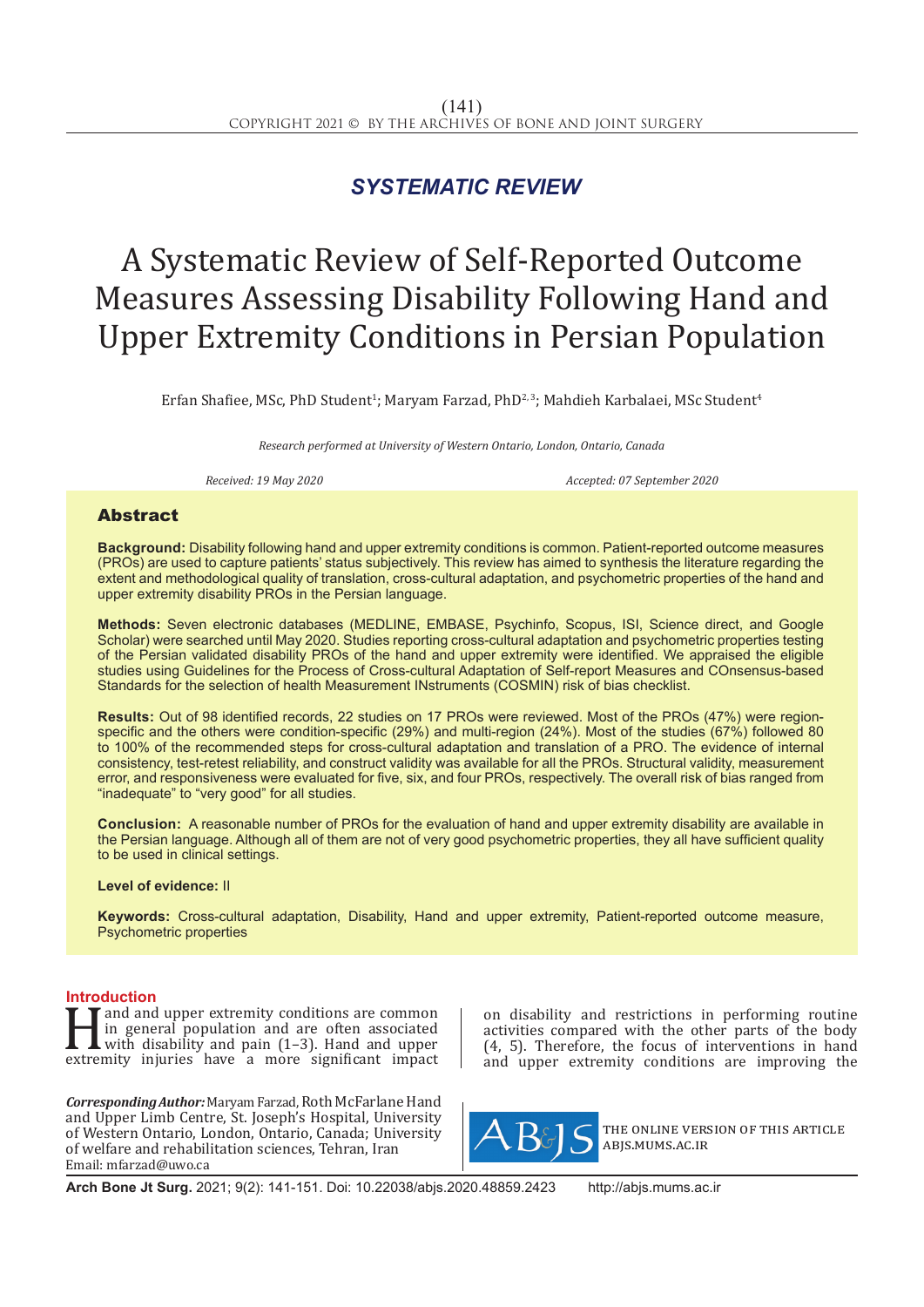## SYSTEMATIC REVIEW

# A Systematic Review of Self-Reported Outcome Measures Assessing Disability Following Hand and Upper Extremity Conditions in Persian Population

Erfan Shafiee, MSc, PhD Student[1]; Maryam Farzad, PhD[2,3]; Mahdieh Karbalaei, MSc Student[4]

*Research performed at University of Western Ontario, London, Ontario, Canada*

*Received: 19 May 2020* *Accepted: 07 September 2020*

## Abstract

**Background:** Disability following hand and upper extremity conditions is common. Patient-reported outcome measures (PROs) are used to capture patients' status subjectively. This review has aimed to synthesis the literature regarding the extent and methodological quality of translation, cross-cultural adaptation, and psychometric properties of the hand and upper extremity disability PROs in the Persian language.

**Methods:** Seven electronic databases (MEDLINE, EMBASE, Psychinfo, Scopus, ISI, Science direct, and Google Scholar) were searched until May 2020. Studies reporting cross-cultural adaptation and psychometric properties testing of the Persian validated disability PROs of the hand and upper extremity were identified. We appraised the eligible studies using Guidelines for the Process of Cross-cultural Adaptation of Self-report Measures and COnsensus-based Standards for the selection of health Measurement INstruments (COSMIN) risk of bias checklist.

**Results:** Out of 98 identified records, 22 studies on 17 PROs were reviewed. Most of the PROs (47%) were region-specific and the others were condition-specific (29%) and multi-region (24%). Most of the studies (67%) followed 80 to 100% of the recommended steps for cross-cultural adaptation and translation of a PRO. The evidence of internal consistency, test-retest reliability, and construct validity was available for all the PROs. Structural validity, measurement error, and responsiveness were evaluated for five, six, and four PROs, respectively. The overall risk of bias ranged from "inadequate" to "very good" for all studies.

**Conclusion:** A reasonable number of PROs for the evaluation of hand and upper extremity disability are available in the Persian language. Although all of them are not of very good psychometric properties, they all have sufficient quality to be used in clinical settings.

**Level of evidence:** II

**Keywords:** Cross-cultural adaptation, Disability, Hand and upper extremity, Patient-reported outcome measure, Psychometric properties

## Introduction

Hand and upper extremity conditions are common in general population and are often associated with disability and pain (1–3). Hand and upper extremity injuries have a more significant impact on disability and restrictions in performing routine activities compared with the other parts of the body (4, 5). Therefore, the focus of interventions in hand and upper extremity conditions are improving the

***Corresponding Author:*** Maryam Farzad, Roth McFarlane Hand and Upper Limb Centre, St. Joseph's Hospital, University of Western Ontario, London, Ontario, Canada; University of welfare and rehabilitation sciences, Tehran, Iran
Email: mfarzad@uwo.ca

THE ONLINE VERSION OF THIS ARTICLE ABJS.MUMS.AC.IR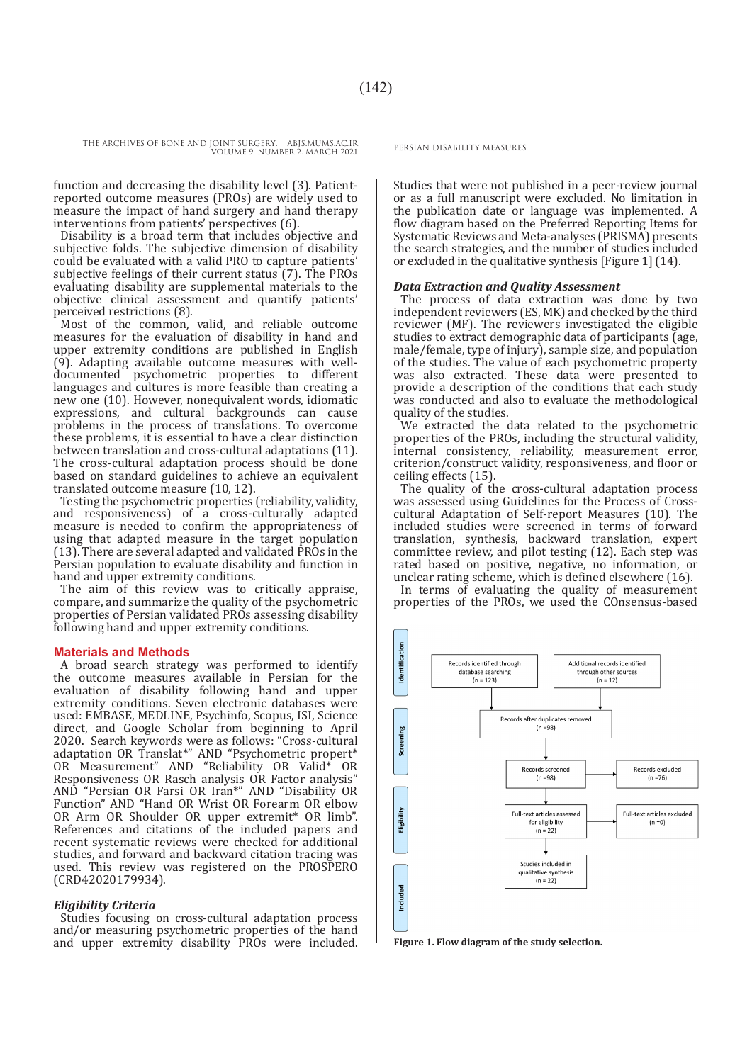function and decreasing the disability level (3). Patient-reported outcome measures (PROs) are widely used to measure the impact of hand surgery and hand therapy interventions from patients' perspectives (6).

Disability is a broad term that includes objective and subjective folds. The subjective dimension of disability could be evaluated with a valid PRO to capture patients' subjective feelings of their current status (7). The PROs evaluating disability are supplemental materials to the objective clinical assessment and quantify patients' perceived restrictions (8).

Most of the common, valid, and reliable outcome measures for the evaluation of disability in hand and upper extremity conditions are published in English (9). Adapting available outcome measures with well-documented psychometric properties to different languages and cultures is more feasible than creating a new one (10). However, nonequivalent words, idiomatic expressions, and cultural backgrounds can cause problems in the process of translations. To overcome these problems, it is essential to have a clear distinction between translation and cross-cultural adaptations (11). The cross-cultural adaptation process should be done based on standard guidelines to achieve an equivalent translated outcome measure (10, 12).

Testing the psychometric properties (reliability, validity, and responsiveness) of a cross-culturally adapted measure is needed to confirm the appropriateness of using that adapted measure in the target population (13). There are several adapted and validated PROs in the Persian population to evaluate disability and function in hand and upper extremity conditions.

The aim of this review was to critically appraise, compare, and summarize the quality of the psychometric properties of Persian validated PROs assessing disability following hand and upper extremity conditions.

## Materials and Methods

A broad search strategy was performed to identify the outcome measures available in Persian for the evaluation of disability following hand and upper extremity conditions. Seven electronic databases were used: EMBASE, MEDLINE, Psychinfo, Scopus, ISI, Science direct, and Google Scholar from beginning to April 2020. Search keywords were as follows: "Cross-cultural adaptation OR Translat*" AND "Psychometric propert* OR Measurement" AND "Reliability OR Valid* OR Responsiveness OR Rasch analysis OR Factor analysis" AND "Persian OR Farsi OR Iran*" AND "Disability OR Function" AND "Hand OR Wrist OR Forearm OR elbow OR Arm OR Shoulder OR upper extremit* OR limb". References and citations of the included papers and recent systematic reviews were checked for additional studies, and forward and backward citation tracking was used. This review was registered on the PROSPERO (CRD42020179934).

### *Eligibility Criteria*

Studies focusing on cross-cultural adaptation process and/or measuring psychometric properties of the hand and upper extremity disability PROs were included. Studies that were not published in a peer-review journal or as a full manuscript were excluded. No limitation in the publication date or language was implemented. A flow diagram based on the Preferred Reporting Items for Systematic Reviews and Meta-analyses (PRISMA) presents the search strategies, and the number of studies included or excluded in the qualitative synthesis [Figure 1] (14).

### *Data Extraction and Quality Assessment*

The process of data extraction was done by two independent reviewers (ES, MK) and checked by the third reviewer (MF). The reviewers investigated the eligible studies to extract demographic data of participants (age, male/female, type of injury), sample size, and population of the studies. The value of each psychometric property was also extracted. These data were presented to provide a description of the conditions that each study was conducted and also to evaluate the methodological quality of the studies.

We extracted the data related to the psychometric properties of the PROs, including the structural validity, internal consistency, reliability, measurement error, criterion/construct validity, responsiveness, and floor or ceiling effects (15).

The quality of the cross-cultural adaptation process was assessed using Guidelines for the Process of Cross-cultural Adaptation of Self-report Measures (10). The included studies were screened in terms of forward translation, synthesis, backward translation, expert committee review, and pilot testing (12). Each step was rated based on positive, negative, no information, or unclear rating scheme, which is defined elsewhere (16).

In terms of evaluating the quality of measurement properties of the PROs, we used the COnsensus-based

Identification: Records identified through database searching (n = 123); Additional records identified through other sources (n = 12)

Screening: Records after duplicates removed (n =98); Records screened (n =98); Records excluded (n =76)

Eligibility: Full-text articles assessed for eligibility (n = 22); Full-text articles excluded (n =0)

Included: Studies included in qualitative synthesis (n = 22)

**Figure 1. Flow diagram of the study selection.**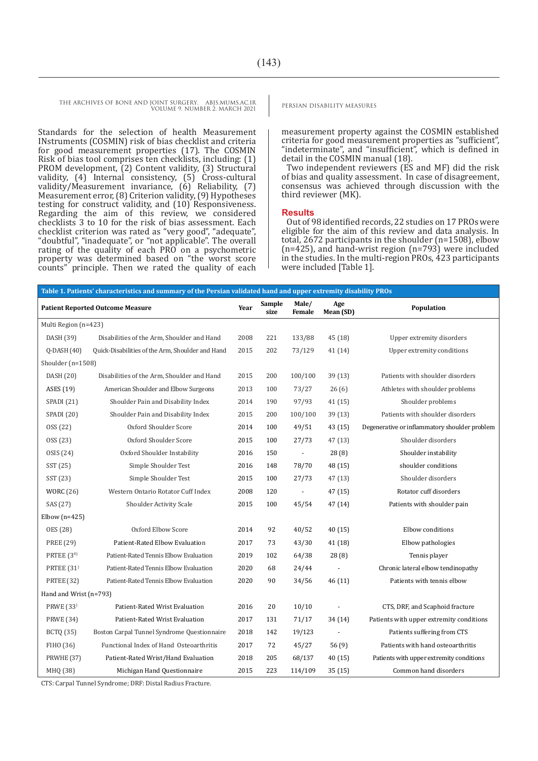Standards for the selection of health Measurement INstruments (COSMIN) risk of bias checklist and criteria for good measurement properties (17). The COSMIN Risk of bias tool comprises ten checklists, including: (1) PROM development, (2) Content validity, (3) Structural validity, (4) Internal consistency, (5) Cross-cultural validity/Measurement invariance, (6) Reliability, (7) Measurement error, (8) Criterion validity, (9) Hypotheses testing for construct validity, and (10) Responsiveness. Regarding the aim of this review, we considered checklists 3 to 10 for the risk of bias assessment. Each checklist criterion was rated as "very good", "adequate", "doubtful", "inadequate", or "not applicable". The overall rating of the quality of each PRO on a psychometric property was determined based on "the worst score counts" principle. Then we rated the quality of each measurement property against the COSMIN established criteria for good measurement properties as "sufficient", "indeterminate", and "insufficient", which is defined in detail in the COSMIN manual (18).

Two independent reviewers (ES and MF) did the risk of bias and quality assessment. In case of disagreement, consensus was achieved through discussion with the third reviewer (MK).

## Results

Out of 98 identified records, 22 studies on 17 PROs were eligible for the aim of this review and data analysis. In total, 2672 participants in the shoulder (n=1508), elbow (n=425), and hand-wrist region (n=793) were included in the studies. In the multi-region PROs, 423 participants were included [Table 1].

**Table 1. Patients' characteristics and summary of the Persian validated hand and upper extremity disability PROs**

| Patient Reported Outcome Measure | | Year | Sample size | Male/ Female | Age Mean (SD) | Population |
|---|---|---|---|---|---|---|
| Multi Region (n=423) | | | | | | |
| DASH (39) | Disabilities of the Arm, Shoulder and Hand | 2008 | 221 | 133/88 | 45 (18) | Upper extremity disorders |
| Q-DASH (40) | Quick-Disabilities of the Arm, Shoulder and Hand | 2015 | 202 | 73/129 | 41 (14) | Upper extremity conditions |
| Shoulder (n=1508) | | | | | | |
| DASH (20) | Disabilities of the Arm, Shoulder and Hand | 2015 | 200 | 100/100 | 39 (13) | Patients with shoulder disorders |
| ASES (19) | American Shoulder and Elbow Surgeons | 2013 | 100 | 73/27 | 26 (6) | Athletes with shoulder problems |
| SPADI (21) | Shoulder Pain and Disability Index | 2014 | 190 | 97/93 | 41 (15) | Shoulder problems |
| SPADI (20) | Shoulder Pain and Disability Index | 2015 | 200 | 100/100 | 39 (13) | Patients with shoulder disorders |
| OSS (22) | Oxford Shoulder Score | 2014 | 100 | 49/51 | 43 (15) | Degenerative or inflammatory shoulder problem |
| OSS (23) | Oxford Shoulder Score | 2015 | 100 | 27/73 | 47 (13) | Shoulder disorders |
| OSIS (24) | Oxford Shoulder Instability | 2016 | 150 | - | 28 (8) | Shoulder instability |
| SST (25) | Simple Shoulder Test | 2016 | 148 | 78/70 | 48 (15) | shoulder conditions |
| SST (23) | Simple Shoulder Test | 2015 | 100 | 27/73 | 47 (13) | Shoulder disorders |
| WORC (26) | Western Ontario Rotator Cuff Index | 2008 | 120 | - | 47 (15) | Rotator cuff disorders |
| SAS (27) | Shoulder Activity Scale | 2015 | 100 | 45/54 | 47 (14) | Patients with shoulder pain |
| Elbow (n=425) | | | | | | |
| OES (28) | Oxford Elbow Score | 2014 | 92 | 40/52 | 40 (15) | Elbow conditions |
| PREE (29) | Patient-Rated Elbow Evaluation | 2017 | 73 | 43/30 | 41 (18) | Elbow pathologies |
| PRTEE (30) | Patient-Rated Tennis Elbow Evaluation | 2019 | 102 | 64/38 | 28 (8) | Tennis player |
| PRTEE (31) | Patient-Rated Tennis Elbow Evaluation | 2020 | 68 | 24/44 | - | Chronic lateral elbow tendinopathy |
| PRTEE (32) | Patient-Rated Tennis Elbow Evaluation | 2020 | 90 | 34/56 | 46 (11) | Patients with tennis elbow |
| Hand and Wrist (n=793) | | | | | | |
| PRWE (33) | Patient-Rated Wrist Evaluation | 2016 | 20 | 10/10 | - | CTS, DRF, and Scaphoid fracture |
| PRWE (34) | Patient-Rated Wrist Evaluation | 2017 | 131 | 71/17 | 34 (14) | Patients with upper extremity conditions |
| BCTQ (35) | Boston Carpal Tunnel Syndrome Questionnaire | 2018 | 142 | 19/123 | - | Patients suffering from CTS |
| FIHO (36) | Functional Index of Hand Osteoarthritis | 2017 | 72 | 45/27 | 56 (9) | Patients with hand osteoarthritis |
| PRWHE (37) | Patient-Rated Wrist/Hand Evaluation | 2018 | 205 | 68/137 | 40 (15) | Patients with upper extremity conditions |
| MHQ (38) | Michigan Hand Questionnaire | 2015 | 223 | 114/109 | 35 (15) | Common hand disorders |

CTS: Carpal Tunnel Syndrome; DRF: Distal Radius Fracture.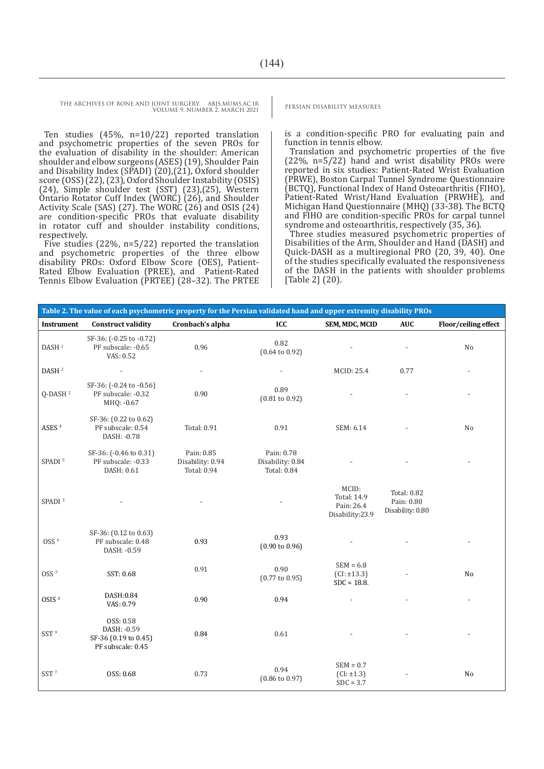Ten studies (45%, n=10/22) reported translation and psychometric properties of the seven PROs for the evaluation of disability in the shoulder: American shoulder and elbow surgeons (ASES) (19), Shoulder Pain and Disability Index (SPADI) (20),(21), Oxford shoulder score (OSS) (22), (23), Oxford Shoulder Instability (OSIS) (24), Simple shoulder test (SST) (23),(25), Western Ontario Rotator Cuff Index (WORC) (26), and Shoulder Activity Scale (SAS) (27). The WORC (26) and OSIS (24) are condition-specific PROs that evaluate disability in rotator cuff and shoulder instability conditions, respectively.

Five studies (22%, n=5/22) reported the translation and psychometric properties of the three elbow disability PROs: Oxford Elbow Score (OES), Patient-Rated Elbow Evaluation (PREE), and Patient-Rated Tennis Elbow Evaluation (PRTEE) (28–32). The PRTEE is a condition-specific PRO for evaluating pain and function in tennis elbow.

Translation and psychometric properties of the five (22%, n=5/22) hand and wrist disability PROs were reported in six studies: Patient-Rated Wrist Evaluation (PRWE), Boston Carpal Tunnel Syndrome Questionnaire (BCTQ), Functional Index of Hand Osteoarthritis (FIHO), Patient-Rated Wrist/Hand Evaluation (PRWHE), and Michigan Hand Questionnaire (MHQ) (33-38). The BCTQ and FIHO are condition-specific PROs for carpal tunnel syndrome and osteoarthritis, respectively (35, 36).

Three studies measured psychometric properties of Disabilities of the Arm, Shoulder and Hand (DASH) and Quick-DASH as a multiregional PRO (20, 39, 40). One of the studies specifically evaluated the responsiveness of the DASH in the patients with shoulder problems [Table 2] (20).

**Table 2. The value of each psychometric property for the Persian validated hand and upper extremity disability PROs**

| Instrument | Construct validity | Cronbach's alpha | ICC | SEM, MDC, MCID | AUC | Floor/ceiling effect |
|---|---|---|---|---|---|---|
| DASH [1] | SF-36: (-0.25 to -0.72)<br>PF subscale: -0.65<br>VAS: 0.52 | 0.96 | 0.82<br>(0.64 to 0.92) | - | - | No |
| DASH [3] | - | - | - | MCID: 25.4 | 0.77 | - |
| Q-DASH [2] | SF-36: (-0.24 to -0.56)<br>PF subscale: -0.32<br>MHQ: -0.67 | 0.90 | 0.89<br>(0.81 to 0.92) | - | - | - |
| ASES [4] | SF-36: (0.22 to 0.62)<br>PF subscale: 0.54<br>DASH: -0.78 | Total: 0.91 | 0.91 | SEM: 6.14 | - | No |
| SPADI [5] | SF-36: (-0.46 to 0.31)<br>PF subscale: -0.33<br>DASH: 0.61 | Pain: 0.85<br>Disability: 0.94<br>Total: 0.94 | Pain: 0.78<br>Disability: 0.84<br>Total: 0.84 | - | - | - |
| SPADI [3] | - | - | - | MCID:<br>Total: 14.9<br>Pain: 26.4<br>Disability:23.9 | Total: 0.82<br>Pain: 0.80<br>Disability: 0.80 | |
| OSS [6] | SF-36: (0.12 to 0.63)<br>PF subscale: 0.48<br>DASH: -0.59 | 0.93 | 0.93<br>(0.90 to 0.96) | - | - | - |
| OSS [7] | SST: 0.68 | 0.91 | 0.90<br>(0.77 to 0.95) | SEM = 6.8<br>(CI: ±13.3)<br>SDC = 18.8. | - | No |
| OSIS [8] | DASH:0.84<br>VAS: 0.79 | 0.90 | 0.94 | - | - | - |
| SST [9] | OSS: 0.58<br>DASH: -0.59<br>SF-36 (0.19 to 0.45)<br>PF subscale: 0.45 | 0.84 | 0.61 | - | - | - |
| SST [7] | OSS: 0.68 | 0.73 | 0.94<br>(0.86 to 0.97) | SEM = 0.7<br>(CI: ±1.3)<br>SDC = 3.7 | - | No |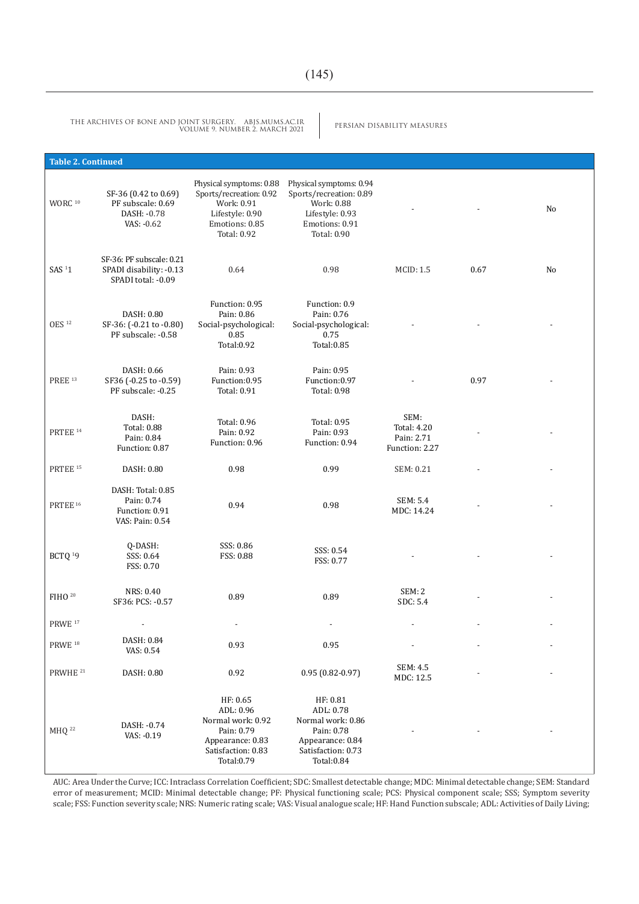**Table 2. Continued**

| | | | | | | |
|---|---|---|---|---|---|---|
| WORC [10] | SF-36 (0.42 to 0.69) PF subscale: 0.69 DASH: -0.78 VAS: -0.62 | Physical symptoms: 0.88 Sports/recreation: 0.92 Work: 0.91 Lifestyle: 0.90 Emotions: 0.85 Total: 0.92 | Physical symptoms: 0.94 Sports/recreation: 0.89 Work: 0.88 Lifestyle: 0.93 Emotions: 0.91 Total: 0.90 | - | - | No |
| SAS [11] | SF-36: PF subscale: 0.21 SPADI disability: -0.13 SPADI total: -0.09 | 0.64 | 0.98 | MCID: 1.5 | 0.67 | No |
| OES [12] | DASH: 0.80 SF-36: (-0.21 to -0.80) PF subscale: -0.58 | Function: 0.95 Pain: 0.86 Social-psychological: 0.85 Total:0.92 | Function: 0.9 Pain: 0.76 Social-psychological: 0.75 Total:0.85 | - | - | - |
| PREE [13] | DASH: 0.66 SF36 (-0.25 to -0.59) PF subscale: -0.25 | Pain: 0.93 Function:0.95 Total: 0.91 | Pain: 0.95 Function:0.97 Total: 0.98 | - | 0.97 | - |
| PRTEE [14] | DASH: Total: 0.88 Pain: 0.84 Function: 0.87 | Total: 0.96 Pain: 0.92 Function: 0.96 | Total: 0.95 Pain: 0.93 Function: 0.94 | SEM: Total: 4.20 Pain: 2.71 Function: 2.27 | - | - |
| PRTEE [15] | DASH: 0.80 | 0.98 | 0.99 | SEM: 0.21 | - | - |
| PRTEE [16] | DASH: Total: 0.85 Pain: 0.74 Function: 0.91 VAS: Pain: 0.54 | 0.94 | 0.98 | SEM: 5.4 MDC: 14.24 | - | - |
| BCTQ [19] | Q-DASH: SSS: 0.64 FSS: 0.70 | SSS: 0.86 FSS: 0.88 | SSS: 0.54 FSS: 0.77 | - | - | - |
| FIHO [20] | NRS: 0.40 SF36: PCS: -0.57 | 0.89 | 0.89 | SEM: 2 SDC: 5.4 | - | - |
| PRWE [17] | - | - | - | - | - | - |
| PRWE [18] | DASH: 0.84 VAS: 0.54 | 0.93 | 0.95 | - | - | - |
| PRWHE [21] | DASH: 0.80 | 0.92 | 0.95 (0.82-0.97) | SEM: 4.5 MDC: 12.5 | - | - |
| MHQ [22] | DASH: -0.74 VAS: -0.19 | HF: 0.65 ADL: 0.96 Normal work: 0.92 Pain: 0.79 Appearance: 0.83 Satisfaction: 0.83 Total:0.79 | HF: 0.81 ADL: 0.78 Normal work: 0.86 Pain: 0.78 Appearance: 0.84 Satisfaction: 0.73 Total:0.84 | - | - | - |

AUC: Area Under the Curve; ICC: Intraclass Correlation Coefficient; SDC: Smallest detectable change; MDC: Minimal detectable change; SEM: Standard error of measurement; MCID: Minimal detectable change; PF: Physical functioning scale; PCS: Physical component scale; SSS: Symptom severity scale; FSS: Function severity scale; NRS: Numeric rating scale; VAS: Visual analogue scale; HF: Hand Function subscale; ADL: Activities of Daily Living;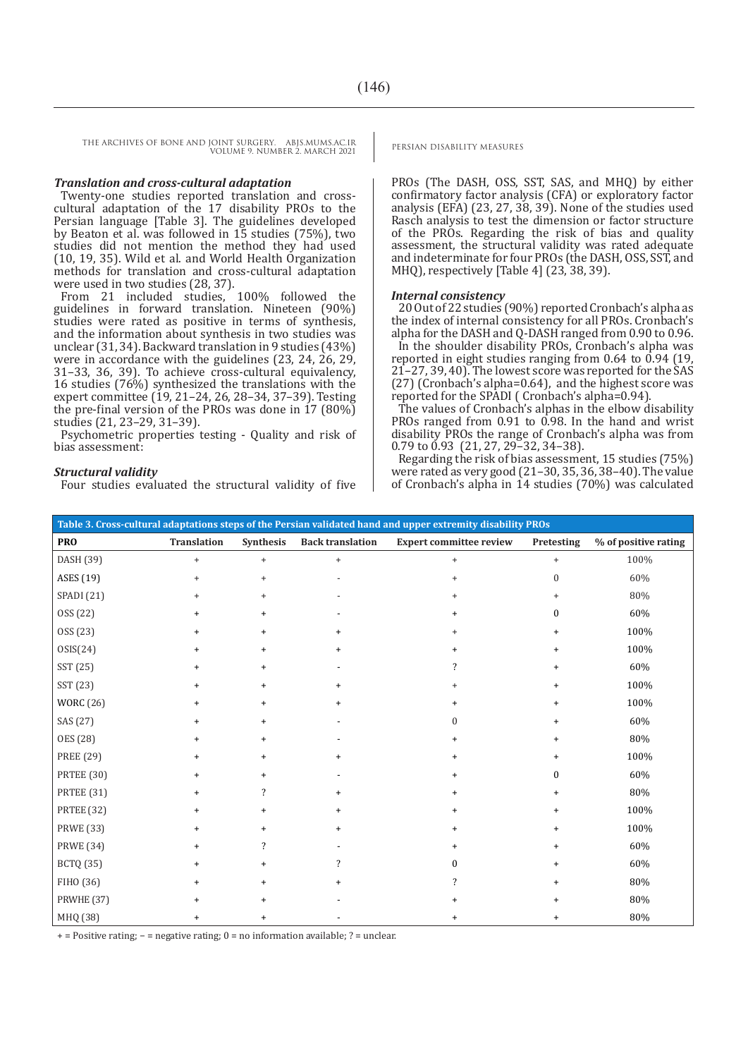### *Translation and cross-cultural adaptation*

Twenty-one studies reported translation and cross-cultural adaptation of the 17 disability PROs to the Persian language [Table 3]. The guidelines developed by Beaton et al. was followed in 15 studies (75%), two studies did not mention the method they had used (10, 19, 35). Wild et al. and World Health Organization methods for translation and cross-cultural adaptation were used in two studies (28, 37).

From 21 included studies, 100% followed the guidelines in forward translation. Nineteen (90%) studies were rated as positive in terms of synthesis, and the information about synthesis in two studies was unclear (31, 34). Backward translation in 9 studies (43%) were in accordance with the guidelines (23, 24, 26, 29, 31–33, 36, 39). To achieve cross-cultural equivalency, 16 studies (76%) synthesized the translations with the expert committee (19, 21–24, 26, 28–34, 37–39). Testing the pre-final version of the PROs was done in 17 (80%) studies (21, 23–29, 31–39).

Psychometric properties testing - Quality and risk of bias assessment:

### *Structural validity*

Four studies evaluated the structural validity of five PROs (The DASH, OSS, SST, SAS, and MHQ) by either confirmatory factor analysis (CFA) or exploratory factor analysis (EFA) (23, 27, 38, 39). None of the studies used Rasch analysis to test the dimension or factor structure of the PROs. Regarding the risk of bias and quality assessment, the structural validity was rated adequate and indeterminate for four PROs (the DASH, OSS, SST, and MHQ), respectively [Table 4] (23, 38, 39).

### *Internal consistency*

20 Out of 22 studies (90%) reported Cronbach's alpha as the index of internal consistency for all PROs. Cronbach's alpha for the DASH and Q-DASH ranged from 0.90 to 0.96.

In the shoulder disability PROs, Cronbach's alpha was reported in eight studies ranging from 0.64 to 0.94 (19, 21–27, 39, 40). The lowest score was reported for the SAS (27) (Cronbach's alpha=0.64), and the highest score was reported for the SPADI ( Cronbach's alpha=0.94).

The values of Cronbach's alphas in the elbow disability PROs ranged from 0.91 to 0.98. In the hand and wrist disability PROs the range of Cronbach's alpha was from 0.79 to 0.93 (21, 27, 29–32, 34–38).

Regarding the risk of bias assessment, 15 studies (75%) were rated as very good (21–30, 35, 36, 38–40). The value of Cronbach's alpha in 14 studies (70%) was calculated

**Table 3. Cross-cultural adaptations steps of the Persian validated hand and upper extremity disability PROs**

| PRO | Translation | Synthesis | Back translation | Expert committee review | Pretesting | % of positive rating |
|---|---|---|---|---|---|---|
| DASH (39) | + | + | + | + | + | 100% |
| ASES (19) | + | + | - | + | 0 | 60% |
| SPADI (21) | + | + | - | + | + | 80% |
| OSS (22) | + | + | - | + | 0 | 60% |
| OSS (23) | + | + | + | + | + | 100% |
| OSIS(24) | + | + | + | + | + | 100% |
| SST (25) | + | + | - | ? | + | 60% |
| SST (23) | + | + | + | + | + | 100% |
| WORC (26) | + | + | + | + | + | 100% |
| SAS (27) | + | + | - | 0 | + | 60% |
| OES (28) | + | + | - | + | + | 80% |
| PREE (29) | + | + | + | + | + | 100% |
| PRTEE (30) | + | + | - | + | 0 | 60% |
| PRTEE (31) | + | ? | + | + | + | 80% |
| PRTEE (32) | + | + | + | + | + | 100% |
| PRWE (33) | + | + | + | + | + | 100% |
| PRWE (34) | + | ? | - | + | + | 60% |
| BCTQ (35) | + | + | ? | 0 | + | 60% |
| FIHO (36) | + | + | + | ? | + | 80% |
| PRWHE (37) | + | + | - | + | + | 80% |
| MHQ (38) | + | + | - | + | + | 80% |

+ = Positive rating; − = negative rating; 0 = no information available; ? = unclear.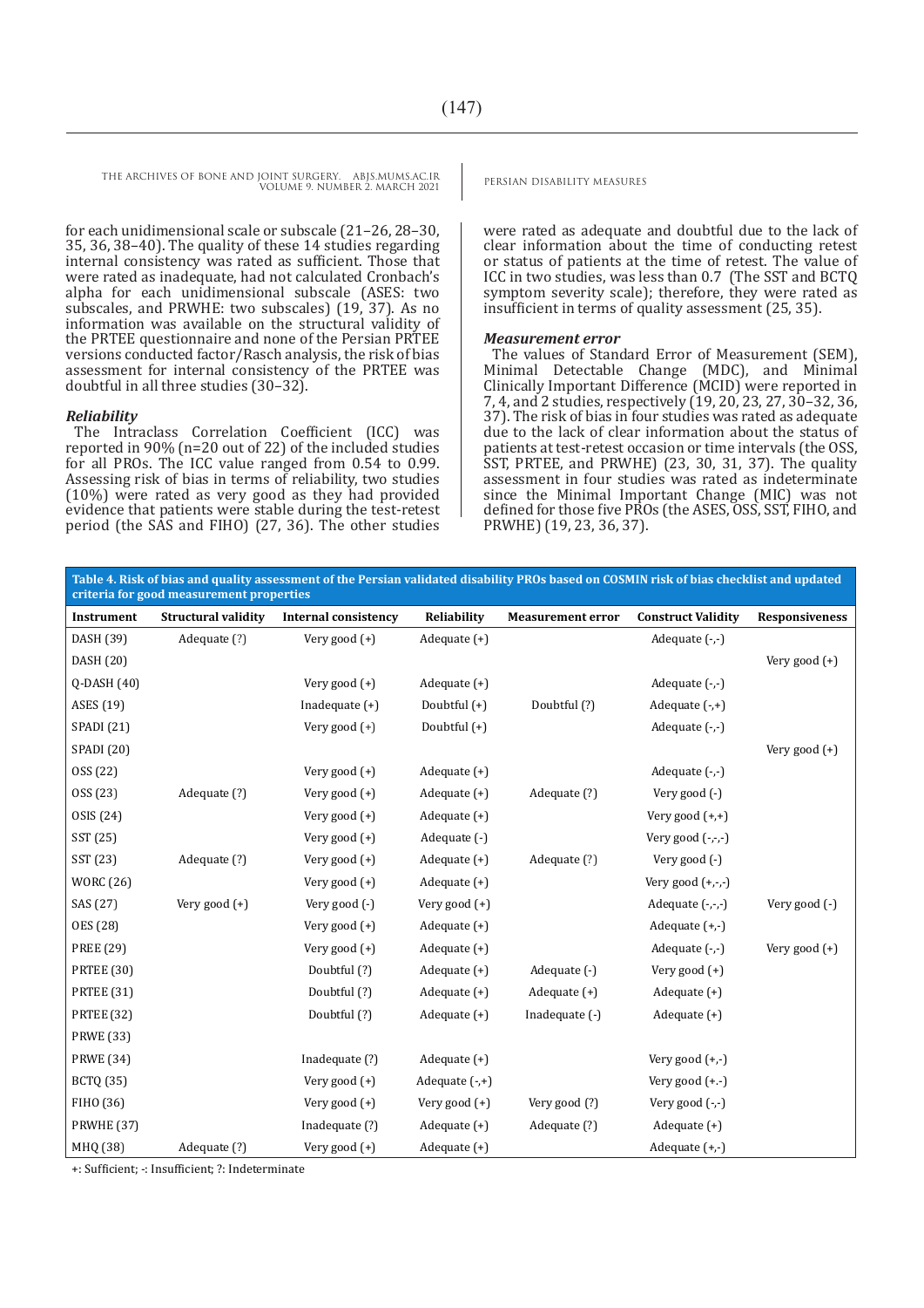for each unidimensional scale or subscale (21–26, 28–30, 35, 36, 38–40). The quality of these 14 studies regarding internal consistency was rated as sufficient. Those that were rated as inadequate, had not calculated Cronbach's alpha for each unidimensional subscale (ASES: two subscales, and PRWHE: two subscales) (19, 37). As no information was available on the structural validity of the PRTEE questionnaire and none of the Persian PRTEE versions conducted factor/Rasch analysis, the risk of bias assessment for internal consistency of the PRTEE was doubtful in all three studies (30–32).

### *Reliability*

The Intraclass Correlation Coefficient (ICC) was reported in 90% (n=20 out of 22) of the included studies for all PROs. The ICC value ranged from 0.54 to 0.99. Assessing risk of bias in terms of reliability, two studies (10%) were rated as very good as they had provided evidence that patients were stable during the test-retest period (the SAS and FIHO) (27, 36). The other studies were rated as adequate and doubtful due to the lack of clear information about the time of conducting retest or status of patients at the time of retest. The value of ICC in two studies, was less than 0.7 (The SST and BCTQ symptom severity scale); therefore, they were rated as insufficient in terms of quality assessment (25, 35).

### *Measurement error*

The values of Standard Error of Measurement (SEM), Minimal Detectable Change (MDC), and Minimal Clinically Important Difference (MCID) were reported in 7, 4, and 2 studies, respectively (19, 20, 23, 27, 30–32, 36, 37). The risk of bias in four studies was rated as adequate due to the lack of clear information about the status of patients at test-retest occasion or time intervals (the OSS, SST, PRTEE, and PRWHE) (23, 30, 31, 37). The quality assessment in four studies was rated as indeterminate since the Minimal Important Change (MIC) was not defined for those five PROs (the ASES, OSS, SST, FIHO, and PRWHE) (19, 23, 36, 37).

**Table 4. Risk of bias and quality assessment of the Persian validated disability PROs based on COSMIN risk of bias checklist and updated criteria for good measurement properties**

| Instrument | Structural validity | Internal consistency | Reliability | Measurement error | Construct Validity | Responsiveness |
|---|---|---|---|---|---|---|
| DASH (39) | Adequate (?) | Very good (+) | Adequate (+) | | Adequate (-,-) | |
| DASH (20) | | | | | | Very good (+) |
| Q-DASH (40) | | Very good (+) | Adequate (+) | | Adequate (-,-) | |
| ASES (19) | | Inadequate (+) | Doubtful (+) | Doubtful (?) | Adequate (-,+) | |
| SPADI (21) | | Very good (+) | Doubtful (+) | | Adequate (-,-) | |
| SPADI (20) | | | | | | Very good (+) |
| OSS (22) | | Very good (+) | Adequate (+) | | Adequate (-,-) | |
| OSS (23) | Adequate (?) | Very good (+) | Adequate (+) | Adequate (?) | Very good (-) | |
| OSIS (24) | | Very good (+) | Adequate (+) | | Very good (+,+) | |
| SST (25) | | Very good (+) | Adequate (-) | | Very good (-,-,-) | |
| SST (23) | Adequate (?) | Very good (+) | Adequate (+) | Adequate (?) | Very good (-) | |
| WORC (26) | | Very good (+) | Adequate (+) | | Very good (+,-,-) | |
| SAS (27) | Very good (+) | Very good (-) | Very good (+) | | Adequate (-,-,-) | Very good (-) |
| OES (28) | | Very good (+) | Adequate (+) | | Adequate (+,-) | |
| PREE (29) | | Very good (+) | Adequate (+) | | Adequate (-,-) | Very good (+) |
| PRTEE (30) | | Doubtful (?) | Adequate (+) | Adequate (-) | Very good (+) | |
| PRTEE (31) | | Doubtful (?) | Adequate (+) | Adequate (+) | Adequate (+) | |
| PRTEE (32) | | Doubtful (?) | Adequate (+) | Inadequate (-) | Adequate (+) | |
| PRWE (33) | | | | | | |
| PRWE (34) | | Inadequate (?) | Adequate (+) | | Very good (+,-) | |
| BCTQ (35) | | Very good (+) | Adequate (-,+) | | Very good (+.-) | |
| FIHO (36) | | Very good (+) | Very good (+) | Very good (?) | Very good (-,-) | |
| PRWHE (37) | | Inadequate (?) | Adequate (+) | Adequate (?) | Adequate (+) | |
| MHQ (38) | Adequate (?) | Very good (+) | Adequate (+) | | Adequate (+,-) | |

+: Sufficient; -: Insufficient; ?: Indeterminate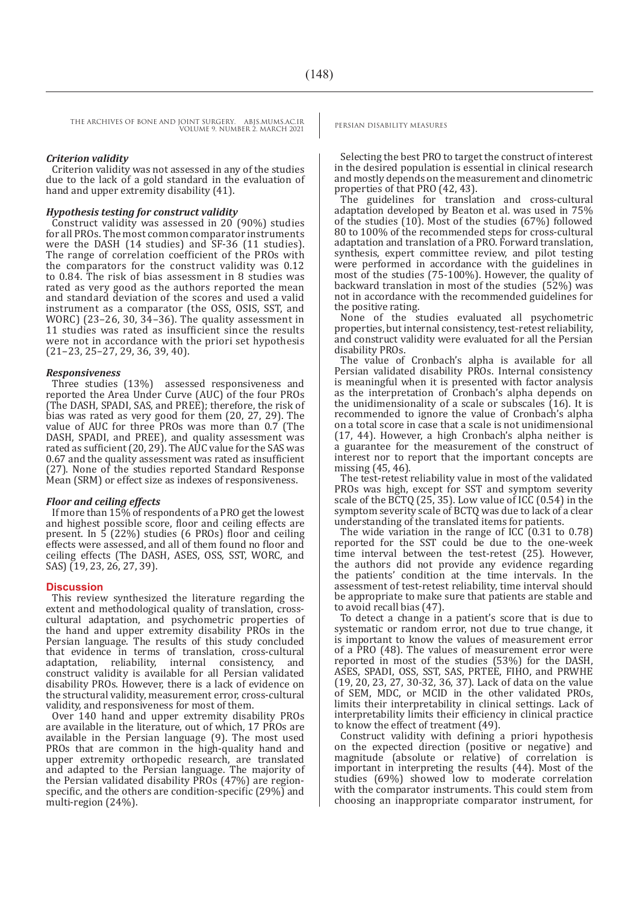### *Criterion validity*

Criterion validity was not assessed in any of the studies due to the lack of a gold standard in the evaluation of hand and upper extremity disability (41).

### *Hypothesis testing for construct validity*

Construct validity was assessed in 20 (90%) studies for all PROs. The most common comparator instruments were the DASH (14 studies) and SF-36 (11 studies). The range of correlation coefficient of the PROs with the comparators for the construct validity was 0.12 to 0.84. The risk of bias assessment in 8 studies was rated as very good as the authors reported the mean and standard deviation of the scores and used a valid instrument as a comparator (the OSS, OSIS, SST, and WORC) (23–26, 30, 34–36). The quality assessment in 11 studies was rated as insufficient since the results were not in accordance with the priori set hypothesis (21–23, 25–27, 29, 36, 39, 40).

### *Responsiveness*

Three studies (13%) assessed responsiveness and reported the Area Under Curve (AUC) of the four PROs (The DASH, SPADI, SAS, and PREE); therefore, the risk of bias was rated as very good for them (20, 27, 29). The value of AUC for three PROs was more than 0.7 (The DASH, SPADI, and PREE), and quality assessment was rated as sufficient (20, 29). The AUC value for the SAS was 0.67 and the quality assessment was rated as insufficient (27). None of the studies reported Standard Response Mean (SRM) or effect size as indexes of responsiveness.

### *Floor and ceiling effects*

If more than 15% of respondents of a PRO get the lowest and highest possible score, floor and ceiling effects are present. In 5 (22%) studies (6 PROs) floor and ceiling effects were assessed, and all of them found no floor and ceiling effects (The DASH, ASES, OSS, SST, WORC, and SAS) (19, 23, 26, 27, 39).

## Discussion

This review synthesized the literature regarding the extent and methodological quality of translation, cross-cultural adaptation, and psychometric properties of the hand and upper extremity disability PROs in the Persian language. The results of this study concluded that evidence in terms of translation, cross-cultural adaptation, reliability, internal consistency, and construct validity is available for all Persian validated disability PROs. However, there is a lack of evidence on the structural validity, measurement error, cross-cultural validity, and responsiveness for most of them.

Over 140 hand and upper extremity disability PROs are available in the literature, out of which, 17 PROs are available in the Persian language (9). The most used PROs that are common in the high-quality hand and upper extremity orthopedic research, are translated and adapted to the Persian language. The majority of the Persian validated disability PROs (47%) are region-specific, and the others are condition-specific (29%) and multi-region (24%).

Selecting the best PRO to target the construct of interest in the desired population is essential in clinical research and mostly depends on the measurement and clinometric properties of that PRO (42, 43).

The guidelines for translation and cross-cultural adaptation developed by Beaton et al. was used in 75% of the studies (10). Most of the studies (67%) followed 80 to 100% of the recommended steps for cross-cultural adaptation and translation of a PRO. Forward translation, synthesis, expert committee review, and pilot testing were performed in accordance with the guidelines in most of the studies (75-100%). However, the quality of backward translation in most of the studies (52%) was not in accordance with the recommended guidelines for the positive rating.

None of the studies evaluated all psychometric properties, but internal consistency, test-retest reliability, and construct validity were evaluated for all the Persian disability PROs.

The value of Cronbach's alpha is available for all Persian validated disability PROs. Internal consistency is meaningful when it is presented with factor analysis as the interpretation of Cronbach's alpha depends on the unidimensionality of a scale or subscales (16). It is recommended to ignore the value of Cronbach's alpha on a total score in case that a scale is not unidimensional (17, 44). However, a high Cronbach's alpha neither is a guarantee for the measurement of the construct of interest nor to report that the important concepts are missing (45, 46).

The test-retest reliability value in most of the validated PROs was high, except for SST and symptom severity scale of the BCTQ (25, 35). Low value of ICC (0.54) in the symptom severity scale of BCTQ was due to lack of a clear understanding of the translated items for patients.

The wide variation in the range of ICC (0.31 to 0.78) reported for the SST could be due to the one-week time interval between the test-retest (25). However, the authors did not provide any evidence regarding the patients' condition at the time intervals. In the assessment of test-retest reliability, time interval should be appropriate to make sure that patients are stable and to avoid recall bias (47).

To detect a change in a patient's score that is due to systematic or random error, not due to true change, it is important to know the values of measurement error of a PRO (48). The values of measurement error were reported in most of the studies (53%) for the DASH, ASES, SPADI, OSS, SST, SAS, PRTEE, FIHO, and PRWHE (19, 20, 23, 27, 30-32, 36, 37). Lack of data on the value of SEM, MDC, or MCID in the other validated PROs, limits their interpretability in clinical settings. Lack of interpretability limits their efficiency in clinical practice to know the effect of treatment (49).

Construct validity with defining a priori hypothesis on the expected direction (positive or negative) and magnitude (absolute or relative) of correlation is important in interpreting the results (44). Most of the studies (69%) showed low to moderate correlation with the comparator instruments. This could stem from choosing an inappropriate comparator instrument, for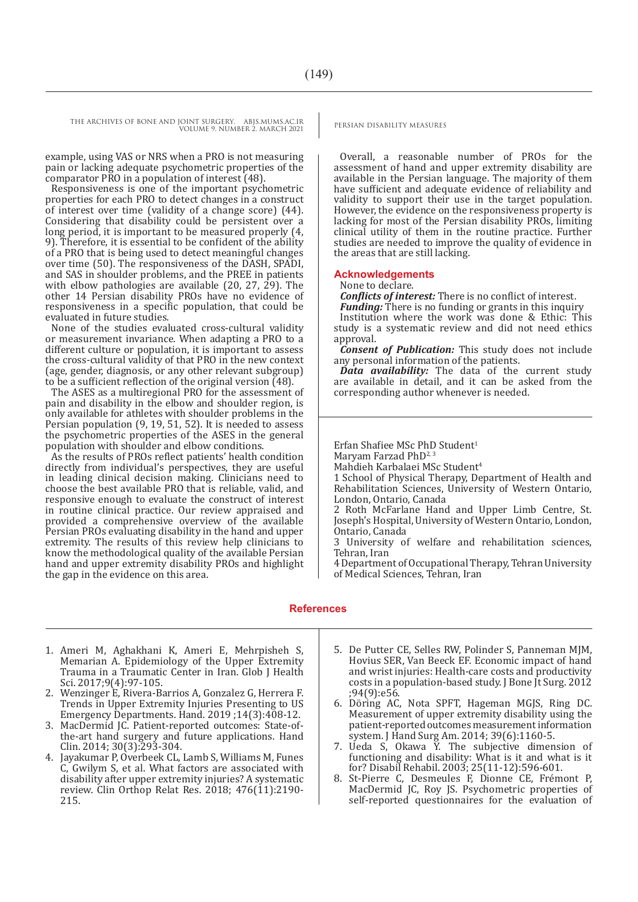example, using VAS or NRS when a PRO is not measuring pain or lacking adequate psychometric properties of the comparator PRO in a population of interest (48).

Responsiveness is one of the important psychometric properties for each PRO to detect changes in a construct of interest over time (validity of a change score) (44). Considering that disability could be persistent over a long period, it is important to be measured properly (4, 9). Therefore, it is essential to be confident of the ability of a PRO that is being used to detect meaningful changes over time (50). The responsiveness of the DASH, SPADI, and SAS in shoulder problems, and the PREE in patients with elbow pathologies are available (20, 27, 29). The other 14 Persian disability PROs have no evidence of responsiveness in a specific population, that could be evaluated in future studies.

None of the studies evaluated cross-cultural validity or measurement invariance. When adapting a PRO to a different culture or population, it is important to assess the cross-cultural validity of that PRO in the new context (age, gender, diagnosis, or any other relevant subgroup) to be a sufficient reflection of the original version (48).

The ASES as a multiregional PRO for the assessment of pain and disability in the elbow and shoulder region, is only available for athletes with shoulder problems in the Persian population (9, 19, 51, 52). It is needed to assess the psychometric properties of the ASES in the general population with shoulder and elbow conditions.

As the results of PROs reflect patients' health condition directly from individual's perspectives, they are useful in leading clinical decision making. Clinicians need to choose the best available PRO that is reliable, valid, and responsive enough to evaluate the construct of interest in routine clinical practice. Our review appraised and provided a comprehensive overview of the available Persian PROs evaluating disability in the hand and upper extremity. The results of this review help clinicians to know the methodological quality of the available Persian hand and upper extremity disability PROs and highlight the gap in the evidence on this area.

Overall, a reasonable number of PROs for the assessment of hand and upper extremity disability are available in the Persian language. The majority of them have sufficient and adequate evidence of reliability and validity to support their use in the target population. However, the evidence on the responsiveness property is lacking for most of the Persian disability PROs, limiting clinical utility of them in the routine practice. Further studies are needed to improve the quality of evidence in the areas that are still lacking.

## Acknowledgements

None to declare.

***Conflicts of interest:*** There is no conflict of interest.

***Funding:*** There is no funding or grants in this inquiry

Institution where the work was done & Ethic: This study is a systematic review and did not need ethics approval.

***Consent of Publication:*** This study does not include any personal information of the patients.

***Data availability:*** The data of the current study are available in detail, and it can be asked from the corresponding author whenever is needed.

Erfan Shafiee MSc PhD Student[1]
Maryam Farzad PhD[2, 3]
Mahdieh Karbalaei MSc Student[4]
1 School of Physical Therapy, Department of Health and Rehabilitation Sciences, University of Western Ontario, London, Ontario, Canada
2 Roth McFarlane Hand and Upper Limb Centre, St. Joseph's Hospital, University of Western Ontario, London, Ontario, Canada
3 University of welfare and rehabilitation sciences, Tehran, Iran
4 Department of Occupational Therapy, Tehran University of Medical Sciences, Tehran, Iran

## References

1. Ameri M, Aghakhani K, Ameri E, Mehrpisheh S, Memarian A. Epidemiology of the Upper Extremity Trauma in a Traumatic Center in Iran. Glob J Health Sci. 2017;9(4):97-105.
2. Wenzinger E, Rivera-Barrios A, Gonzalez G, Herrera F. Trends in Upper Extremity Injuries Presenting to US Emergency Departments. Hand. 2019 ;14(3):408-12.
3. MacDermid JC. Patient-reported outcomes: State-of-the-art hand surgery and future applications. Hand Clin. 2014; 30(3):293-304.
4. Jayakumar P, Overbeek CL, Lamb S, Williams M, Funes C, Gwilym S, et al. What factors are associated with disability after upper extremity injuries? A systematic review. Clin Orthop Relat Res. 2018; 476(11):2190-215.
5. De Putter CE, Selles RW, Polinder S, Panneman MJM, Hovius SER, Van Beeck EF. Economic impact of hand and wrist injuries: Health-care costs and productivity costs in a population-based study. J Bone Jt Surg. 2012 ;94(9):e56.
6. Döring AC, Nota SPFT, Hageman MGJS, Ring DC. Measurement of upper extremity disability using the patient-reported outcomes measurement information system. J Hand Surg Am. 2014; 39(6):1160-5.
7. Ueda S, Okawa Y. The subjective dimension of functioning and disability: What is it and what is it for? Disabil Rehabil. 2003; 25(11-12):596-601.
8. St-Pierre C, Desmeules F, Dionne CE, Frémont P, MacDermid JC, Roy JS. Psychometric properties of self-reported questionnaires for the evaluation of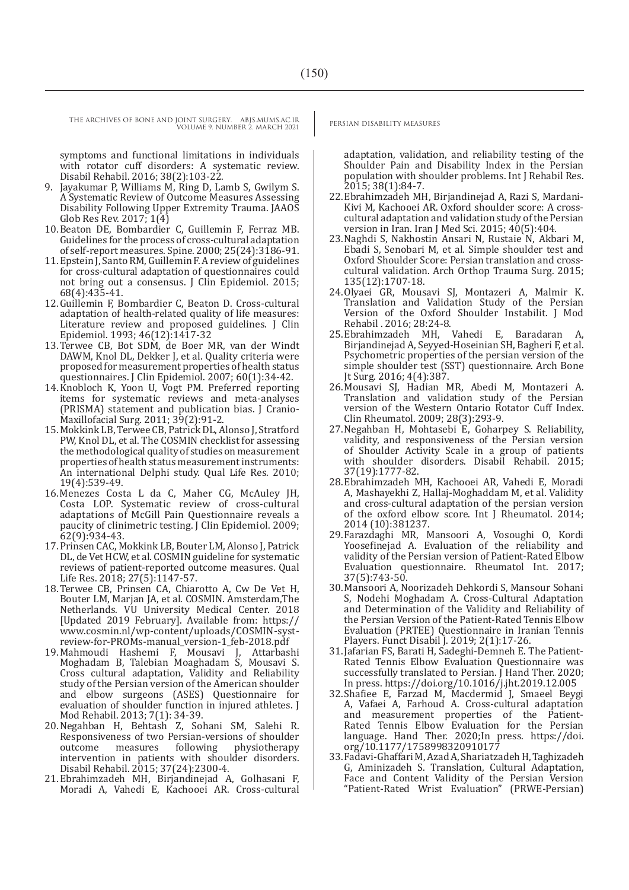symptoms and functional limitations in individuals with rotator cuff disorders: A systematic review. Disabil Rehabil. 2016; 38(2):103-22.

9. Jayakumar P, Williams M, Ring D, Lamb S, Gwilym S. A Systematic Review of Outcome Measures Assessing Disability Following Upper Extremity Trauma. JAAOS Glob Res Rev. 2017; 1(4)
10. Beaton DE, Bombardier C, Guillemin F, Ferraz MB. Guidelines for the process of cross-cultural adaptation of self-report measures. Spine. 2000; 25(24):3186-91.
11. Epstein J, Santo RM, Guillemin F. A review of guidelines for cross-cultural adaptation of questionnaires could not bring out a consensus. J Clin Epidemiol. 2015; 68(4):435-41.
12. Guillemin F, Bombardier C, Beaton D. Cross-cultural adaptation of health-related quality of life measures: Literature review and proposed guidelines. J Clin Epidemiol. 1993; 46(12):1417-32
13. Terwee CB, Bot SDM, de Boer MR, van der Windt DAWM, Knol DL, Dekker J, et al. Quality criteria were proposed for measurement properties of health status questionnaires. J Clin Epidemiol. 2007; 60(1):34-42.
14. Knobloch K, Yoon U, Vogt PM. Preferred reporting items for systematic reviews and meta-analyses (PRISMA) statement and publication bias. J Cranio-Maxillofacial Surg. 2011; 39(2):91-2.
15. Mokkink LB, Terwee CB, Patrick DL, Alonso J, Stratford PW, Knol DL, et al. The COSMIN checklist for assessing the methodological quality of studies on measurement properties of health status measurement instruments: An international Delphi study. Qual Life Res. 2010; 19(4):539-49.
16. Menezes Costa L da C, Maher CG, McAuley JH, Costa LOP. Systematic review of cross-cultural adaptations of McGill Pain Questionnaire reveals a paucity of clinimetric testing. J Clin Epidemiol. 2009; 62(9):934-43.
17. Prinsen CAC, Mokkink LB, Bouter LM, Alonso J, Patrick DL, de Vet HCW, et al. COSMIN guideline for systematic reviews of patient-reported outcome measures. Qual Life Res. 2018; 27(5):1147-57.
18. Terwee CB, Prinsen CA, Chiarotto A, Cw De Vet H, Bouter LM, Marjan JA, et al. COSMIN. Amsterdam,The Netherlands. VU University Medical Center. 2018 [Updated 2019 February]. Available from: https://www.cosmin.nl/wp-content/uploads/COSMIN-syst-review-for-PROMs-manual_version-1_feb-2018.pdf
19. Mahmoudi Hashemi F, Mousavi J, Attarbashi Moghadam B, Talebian Moaghadam S, Mousavi S. Cross cultural adaptation, Validity and Reliability study of the Persian version of the American shoulder and elbow surgeons (ASES) Questionnaire for evaluation of shoulder function in injured athletes. J Mod Rehabil. 2013; 7(1): 34-39.
20. Negahban H, Behtash Z, Sohani SM, Salehi R. Responsiveness of two Persian-versions of shoulder outcome measures following physiotherapy intervention in patients with shoulder disorders. Disabil Rehabil. 2015; 37(24):2300-4.
21. Ebrahimzadeh MH, Birjandinejad A, Golhasani F, Moradi A, Vahedi E, Kachooei AR. Cross-cultural adaptation, validation, and reliability testing of the Shoulder Pain and Disability Index in the Persian population with shoulder problems. Int J Rehabil Res. 2015; 38(1):84-7.
22. Ebrahimzadeh MH, Birjandinejad A, Razi S, Mardani-Kivi M, Kachooei AR. Oxford shoulder score: A cross-cultural adaptation and validation study of the Persian version in Iran. Iran J Med Sci. 2015; 40(5):404.
23. Naghdi S, Nakhostin Ansari N, Rustaie N, Akbari M, Ebadi S, Senobari M, et al. Simple shoulder test and Oxford Shoulder Score: Persian translation and cross-cultural validation. Arch Orthop Trauma Surg. 2015; 135(12):1707-18.
24. Olyaei GR, Mousavi SJ, Montazeri A, Malmir K. Translation and Validation Study of the Persian Version of the Oxford Shoulder Instabilit. J Mod Rehabil . 2016; 28:24-8.
25. Ebrahimzadeh MH, Vahedi E, Baradaran A, Birjandinejad A, Seyyed-Hoseinian SH, Bagheri F, et al. Psychometric properties of the persian version of the simple shoulder test (SST) questionnaire. Arch Bone Jt Surg. 2016; 4(4):387.
26. Mousavi SJ, Hadian MR, Abedi M, Montazeri A. Translation and validation study of the Persian version of the Western Ontario Rotator Cuff Index. Clin Rheumatol. 2009; 28(3):293-9.
27. Negahban H, Mohtasebi E, Goharpey S. Reliability, validity, and responsiveness of the Persian version of Shoulder Activity Scale in a group of patients with shoulder disorders. Disabil Rehabil. 2015; 37(19):1777-82.
28. Ebrahimzadeh MH, Kachooei AR, Vahedi E, Moradi A, Mashayekhi Z, Hallaj-Moghaddam M, et al. Validity and cross-cultural adaptation of the persian version of the oxford elbow score. Int J Rheumatol. 2014; 2014 (10):381237.
29. Farazdaghi MR, Mansoori A, Vosoughi O, Kordi Yoosefinejad A. Evaluation of the reliability and validity of the Persian version of Patient-Rated Elbow Evaluation questionnaire. Rheumatol Int. 2017; 37(5):743-50.
30. Mansoori A, Noorizadeh Dehkordi S, Mansour Sohani S, Nodehi Moghadam A. Cross-Cultural Adaptation and Determination of the Validity and Reliability of the Persian Version of the Patient-Rated Tennis Elbow Evaluation (PRTEE) Questionnaire in Iranian Tennis Players. Funct Disabil J. 2019; 2(1):17-26.
31. Jafarian FS, Barati H, Sadeghi-Demneh E. The Patient-Rated Tennis Elbow Evaluation Questionnaire was successfully translated to Persian. J Hand Ther. 2020; In press. https://doi.org/10.1016/j.jht.2019.12.005
32. Shafiee E, Farzad M, Macdermid J, Smaeel Beygi A, Vafaei A, Farhoud A. Cross-cultural adaptation and measurement properties of the Patient-Rated Tennis Elbow Evaluation for the Persian language. Hand Ther. 2020;In press. https://doi.org/10.1177/1758998320910177
33. Fadavi-Ghaffari M, Azad A, Shariatzadeh H, Taghizadeh G, Aminizadeh S. Translation, Cultural Adaptation, Face and Content Validity of the Persian Version "Patient-Rated Wrist Evaluation" (PRWE-Persian)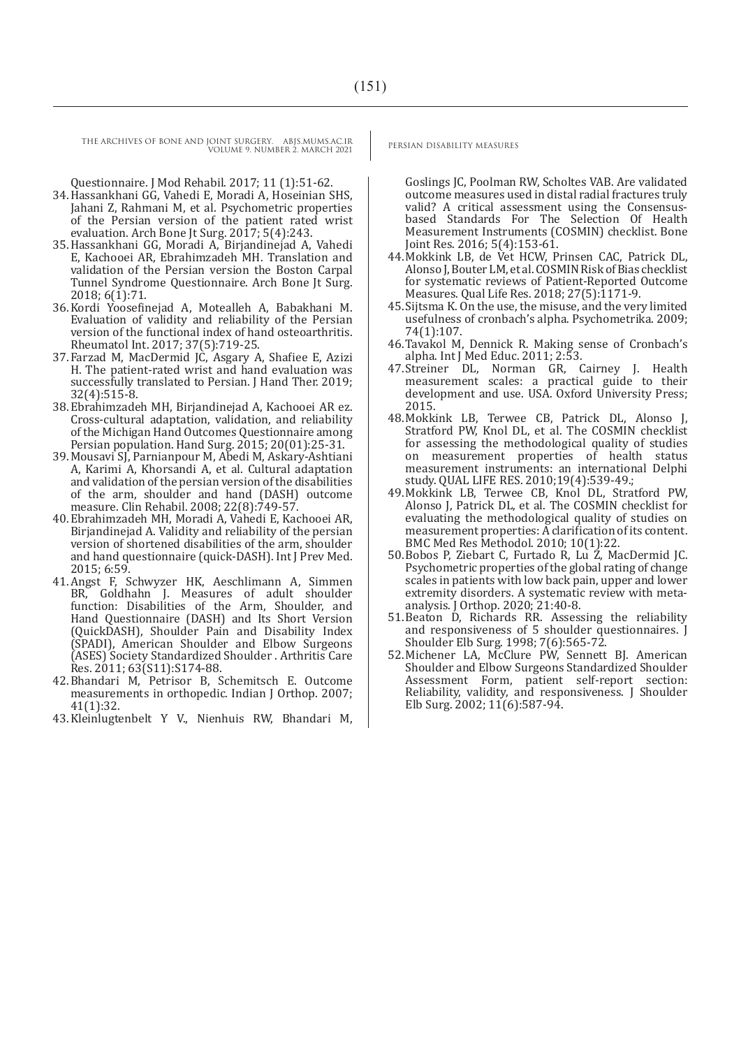Questionnaire. J Mod Rehabil. 2017; 11 (1):51-62.

34. Hassankhani GG, Vahedi E, Moradi A, Hoseinian SHS, Jahani Z, Rahmani M, et al. Psychometric properties of the Persian version of the patient rated wrist evaluation. Arch Bone Jt Surg. 2017; 5(4):243.
35. Hassankhani GG, Moradi A, Birjandinejad A, Vahedi E, Kachooei AR, Ebrahimzadeh MH. Translation and validation of the Persian version the Boston Carpal Tunnel Syndrome Questionnaire. Arch Bone Jt Surg. 2018; 6(1):71.
36. Kordi Yoosefinejad A, Motealleh A, Babakhani M. Evaluation of validity and reliability of the Persian version of the functional index of hand osteoarthritis. Rheumatol Int. 2017; 37(5):719-25.
37. Farzad M, MacDermid JC, Asgary A, Shafiee E, Azizi H. The patient-rated wrist and hand evaluation was successfully translated to Persian. J Hand Ther. 2019; 32(4):515-8.
38. Ebrahimzadeh MH, Birjandinejad A, Kachooei AR ez. Cross-cultural adaptation, validation, and reliability of the Michigan Hand Outcomes Questionnaire among Persian population. Hand Surg. 2015; 20(01):25-31.
39. Mousavi SJ, Parnianpour M, Abedi M, Askary-Ashtiani A, Karimi A, Khorsandi A, et al. Cultural adaptation and validation of the persian version of the disabilities of the arm, shoulder and hand (DASH) outcome measure. Clin Rehabil. 2008; 22(8):749-57.
40. Ebrahimzadeh MH, Moradi A, Vahedi E, Kachooei AR, Birjandinejad A. Validity and reliability of the persian version of shortened disabilities of the arm, shoulder and hand questionnaire (quick-DASH). Int J Prev Med. 2015; 6:59.
41. Angst F, Schwyzer HK, Aeschlimann A, Simmen BR, Goldhahn J. Measures of adult shoulder function: Disabilities of the Arm, Shoulder, and Hand Questionnaire (DASH) and Its Short Version (QuickDASH), Shoulder Pain and Disability Index (SPADI), American Shoulder and Elbow Surgeons (ASES) Society Standardized Shoulder . Arthritis Care Res. 2011; 63(S11):S174-88.
42. Bhandari M, Petrisor B, Schemitsch E. Outcome measurements in orthopedic. Indian J Orthop. 2007; 41(1):32.
43. Kleinlugtenbelt Y V., Nienhuis RW, Bhandari M, Goslings JC, Poolman RW, Scholtes VAB. Are validated outcome measures used in distal radial fractures truly valid? A critical assessment using the Consensus-based Standards For The Selection Of Health Measurement Instruments (COSMIN) checklist. Bone Joint Res. 2016; 5(4):153-61.
44. Mokkink LB, de Vet HCW, Prinsen CAC, Patrick DL, Alonso J, Bouter LM, et al. COSMIN Risk of Bias checklist for systematic reviews of Patient-Reported Outcome Measures. Qual Life Res. 2018; 27(5):1171-9.
45. Sijtsma K. On the use, the misuse, and the very limited usefulness of cronbach's alpha. Psychometrika. 2009; 74(1):107.
46. Tavakol M, Dennick R. Making sense of Cronbach's alpha. Int J Med Educ. 2011; 2:53.
47. Streiner DL, Norman GR, Cairney J. Health measurement scales: a practical guide to their development and use. USA. Oxford University Press; 2015.
48. Mokkink LB, Terwee CB, Patrick DL, Alonso J, Stratford PW, Knol DL, et al. The COSMIN checklist for assessing the methodological quality of studies on measurement properties of health status measurement instruments: an international Delphi study. QUAL LIFE RES. 2010;19(4):539-49.;
49. Mokkink LB, Terwee CB, Knol DL, Stratford PW, Alonso J, Patrick DL, et al. The COSMIN checklist for evaluating the methodological quality of studies on measurement properties: A clarification of its content. BMC Med Res Methodol. 2010; 10(1):22.
50. Bobos P, Ziebart C, Furtado R, Lu Z, MacDermid JC. Psychometric properties of the global rating of change scales in patients with low back pain, upper and lower extremity disorders. A systematic review with meta-analysis. J Orthop. 2020; 21:40-8.
51. Beaton D, Richards RR. Assessing the reliability and responsiveness of 5 shoulder questionnaires. J Shoulder Elb Surg. 1998; 7(6):565-72.
52. Michener LA, McClure PW, Sennett BJ. American Shoulder and Elbow Surgeons Standardized Shoulder Assessment Form, patient self-report section: Reliability, validity, and responsiveness. J Shoulder Elb Surg. 2002; 11(6):587-94.